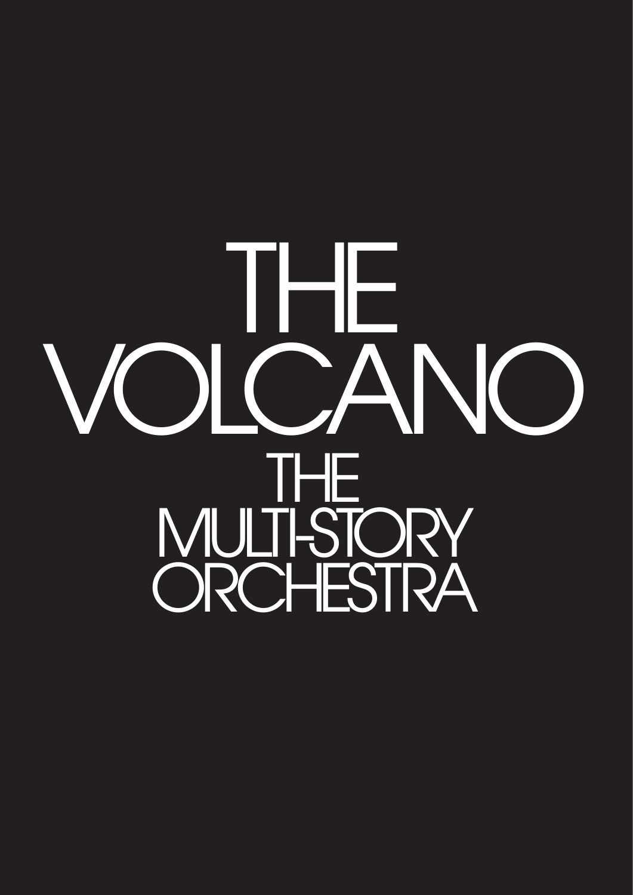# THE VOLCANO

## THE MULTI-STORY ORCHESTRA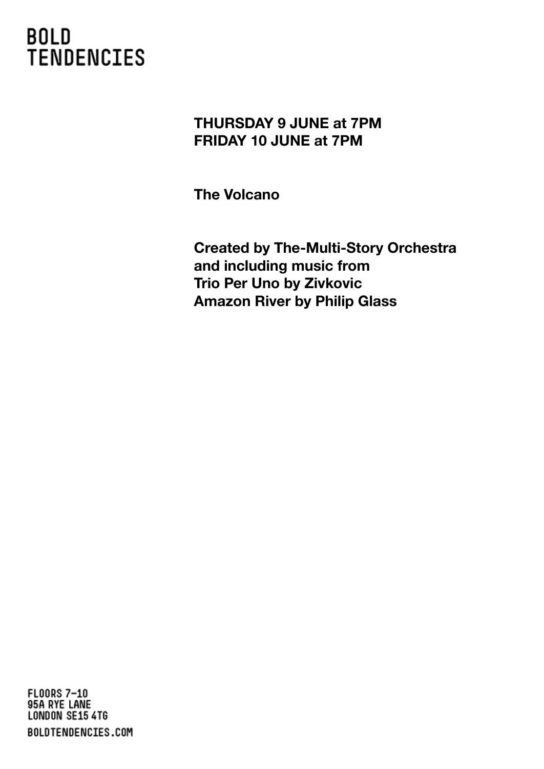BOLD
TENDENCIES

**THURSDAY 9 JUNE at 7PM**
**FRIDAY 10 JUNE at 7PM**

**The Volcano**

**Created by The-Multi-Story Orchestra**
**and including music from**
**Trio Per Uno by Zivkovic**
**Amazon River by Philip Glass**

FLOORS 7–10
95A RYE LANE
LONDON SE15 4TG
BOLDTENDENCIES.COM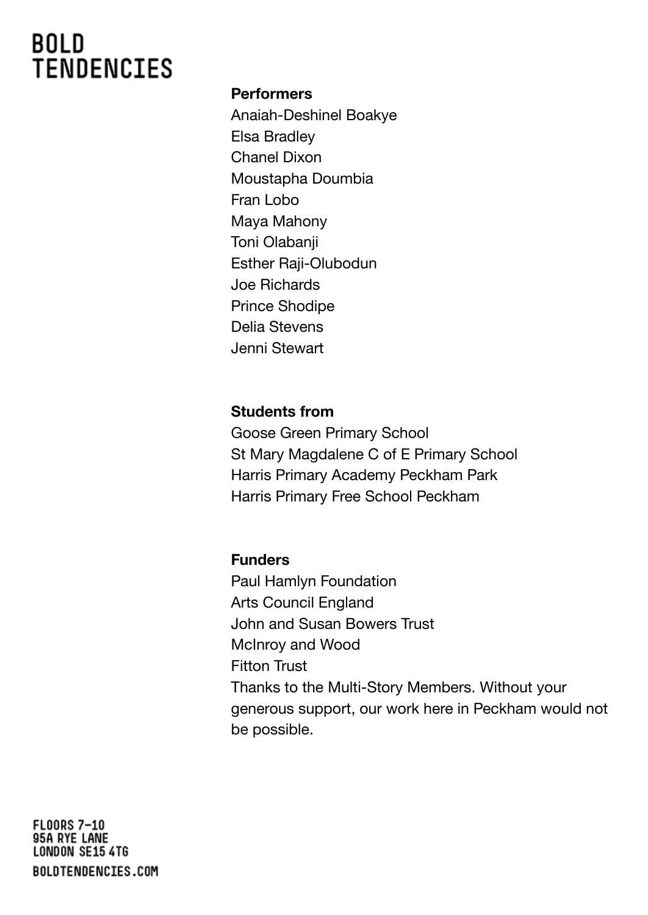**Performers**

Anaiah-Deshinel Boakye
Elsa Bradley
Chanel Dixon
Moustapha Doumbia
Fran Lobo
Maya Mahony
Toni Olabanji
Esther Raji-Olubodun
Joe Richards
Prince Shodipe
Delia Stevens
Jenni Stewart

**Students from**

Goose Green Primary School
St Mary Magdalene C of E Primary School
Harris Primary Academy Peckham Park
Harris Primary Free School Peckham

**Funders**

Paul Hamlyn Foundation
Arts Council England
John and Susan Bowers Trust
McInroy and Wood
Fitton Trust
Thanks to the Multi-Story Members. Without your generous support, our work here in Peckham would not be possible.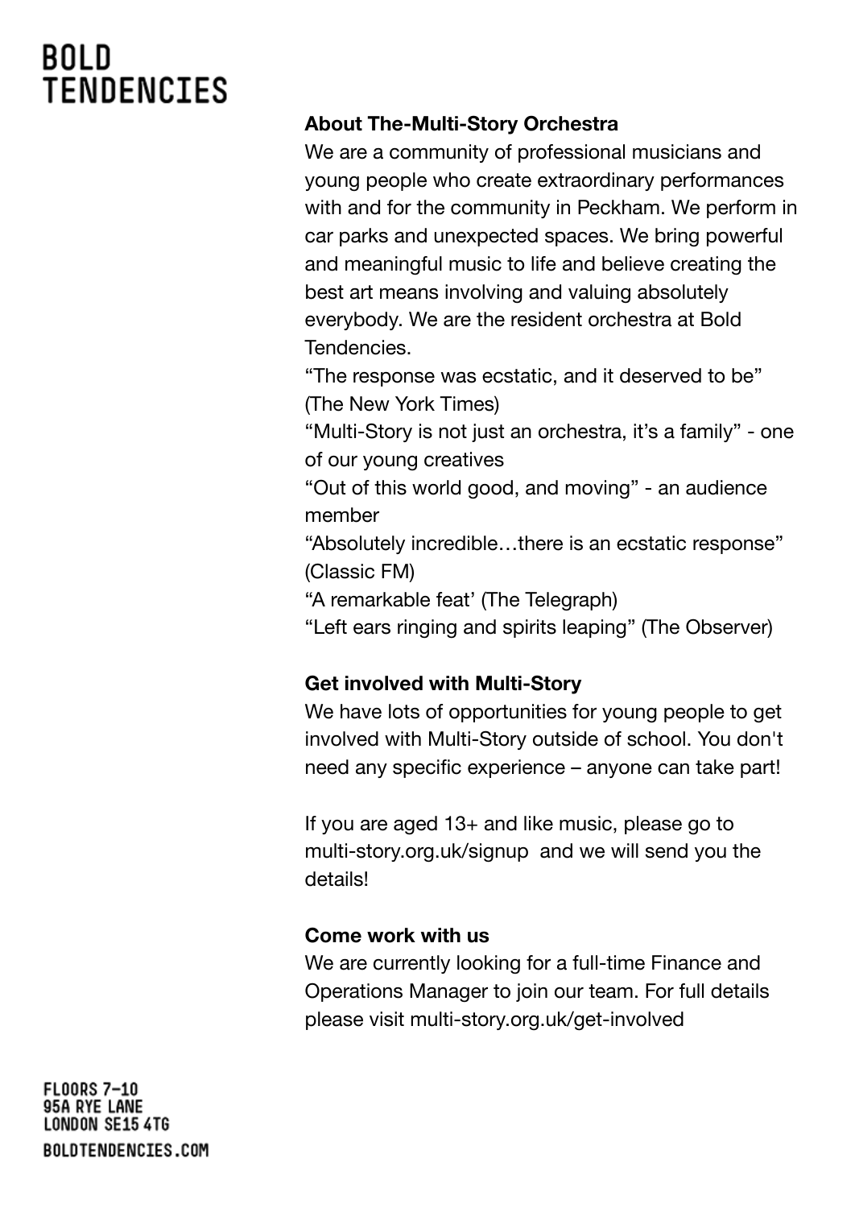**About The-Multi-Story Orchestra**

We are a community of professional musicians and young people who create extraordinary performances with and for the community in Peckham. We perform in car parks and unexpected spaces. We bring powerful and meaningful music to life and believe creating the best art means involving and valuing absolutely everybody. We are the resident orchestra at Bold Tendencies.

"The response was ecstatic, and it deserved to be" (The New York Times)

"Multi-Story is not just an orchestra, it's a family" - one of our young creatives

"Out of this world good, and moving" - an audience member

"Absolutely incredible…there is an ecstatic response" (Classic FM)

"A remarkable feat' (The Telegraph)

"Left ears ringing and spirits leaping" (The Observer)

**Get involved with Multi-Story**

We have lots of opportunities for young people to get involved with Multi-Story outside of school. You don't need any specific experience – anyone can take part!

If you are aged 13+ and like music, please go to multi-story.org.uk/signup and we will send you the details!

**Come work with us**

We are currently looking for a full-time Finance and Operations Manager to join our team. For full details please visit multi-story.org.uk/get-involved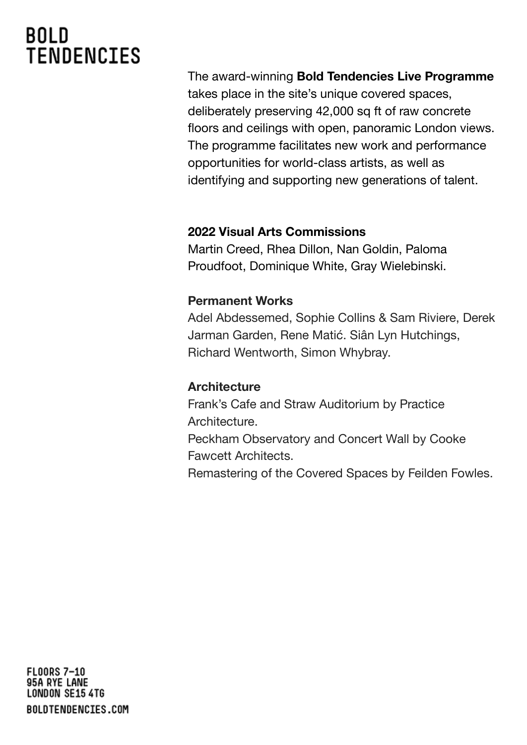# BOLD TENDENCIES

The award-winning **Bold Tendencies Live Programme** takes place in the site's unique covered spaces, deliberately preserving 42,000 sq ft of raw concrete floors and ceilings with open, panoramic London views. The programme facilitates new work and performance opportunities for world-class artists, as well as identifying and supporting new generations of talent.

**2022 Visual Arts Commissions**
Martin Creed, Rhea Dillon, Nan Goldin, Paloma Proudfoot, Dominique White, Gray Wielebinski.

**Permanent Works**
Adel Abdessemed, Sophie Collins & Sam Riviere, Derek Jarman Garden, Rene Matić. Siân Lyn Hutchings, Richard Wentworth, Simon Whybray.

**Architecture**
Frank's Cafe and Straw Auditorium by Practice Architecture.
Peckham Observatory and Concert Wall by Cooke Fawcett Architects.
Remastering of the Covered Spaces by Feilden Fowles.

FLOORS 7–10
95A RYE LANE
LONDON SE15 4TG
BOLDTENDENCIES.COM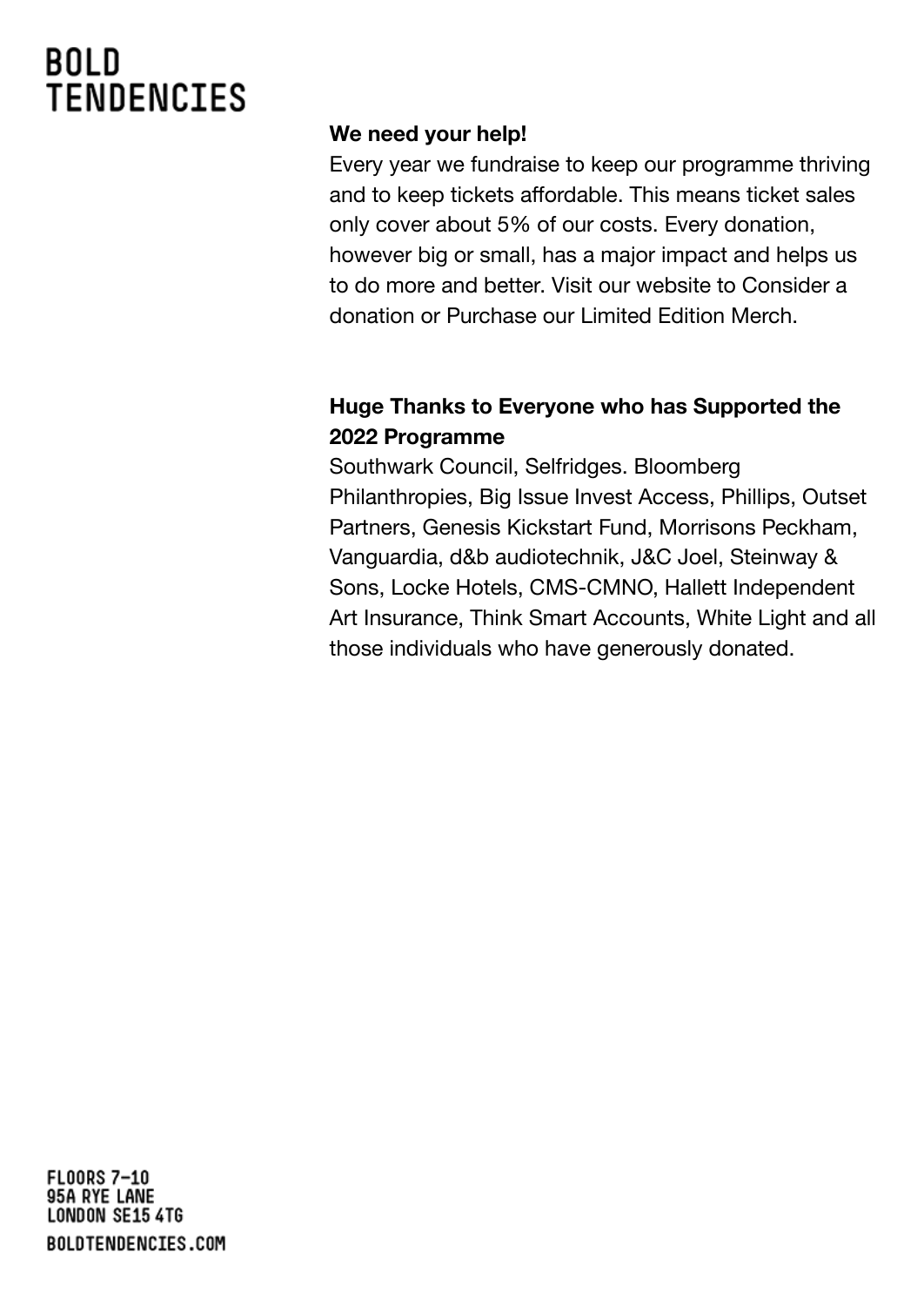BOLD
TENDENCIES

**We need your help!**

Every year we fundraise to keep our programme thriving and to keep tickets affordable. This means ticket sales only cover about 5% of our costs. Every donation, however big or small, has a major impact and helps us to do more and better. Visit our website to Consider a donation or Purchase our Limited Edition Merch.

**Huge Thanks to Everyone who has Supported the 2022 Programme**

Southwark Council, Selfridges. Bloomberg Philanthropies, Big Issue Invest Access, Phillips, Outset Partners, Genesis Kickstart Fund, Morrisons Peckham, Vanguardia, d&b audiotechnik, J&C Joel, Steinway & Sons, Locke Hotels, CMS-CMNO, Hallett Independent Art Insurance, Think Smart Accounts, White Light and all those individuals who have generously donated.

FLOORS 7–10
95A RYE LANE
LONDON SE15 4TG

BOLDTENDENCIES.COM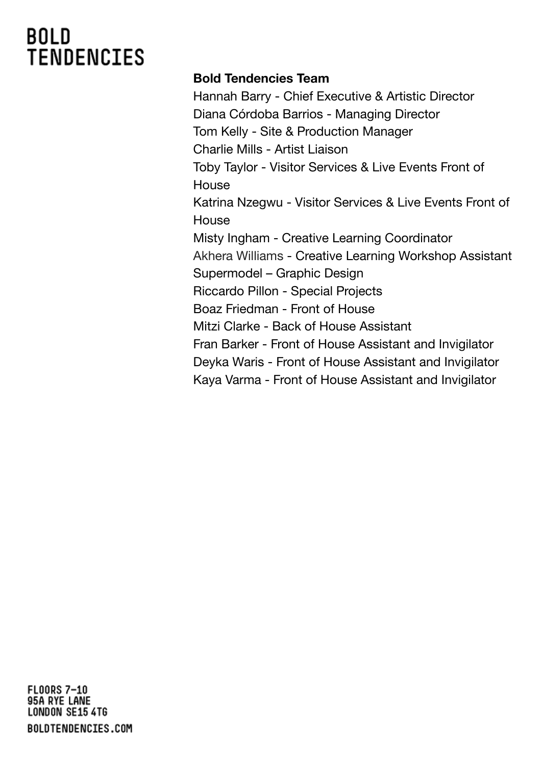**Bold Tendencies Team**

Hannah Barry - Chief Executive & Artistic Director
Diana Córdoba Barrios - Managing Director
Tom Kelly - Site & Production Manager
Charlie Mills - Artist Liaison
Toby Taylor - Visitor Services & Live Events Front of House
Katrina Nzegwu - Visitor Services & Live Events Front of House
Misty Ingham - Creative Learning Coordinator
Akhera Williams - Creative Learning Workshop Assistant
Supermodel – Graphic Design
Riccardo Pillon - Special Projects
Boaz Friedman - Front of House
Mitzi Clarke - Back of House Assistant
Fran Barker - Front of House Assistant and Invigilator
Deyka Waris - Front of House Assistant and Invigilator
Kaya Varma - Front of House Assistant and Invigilator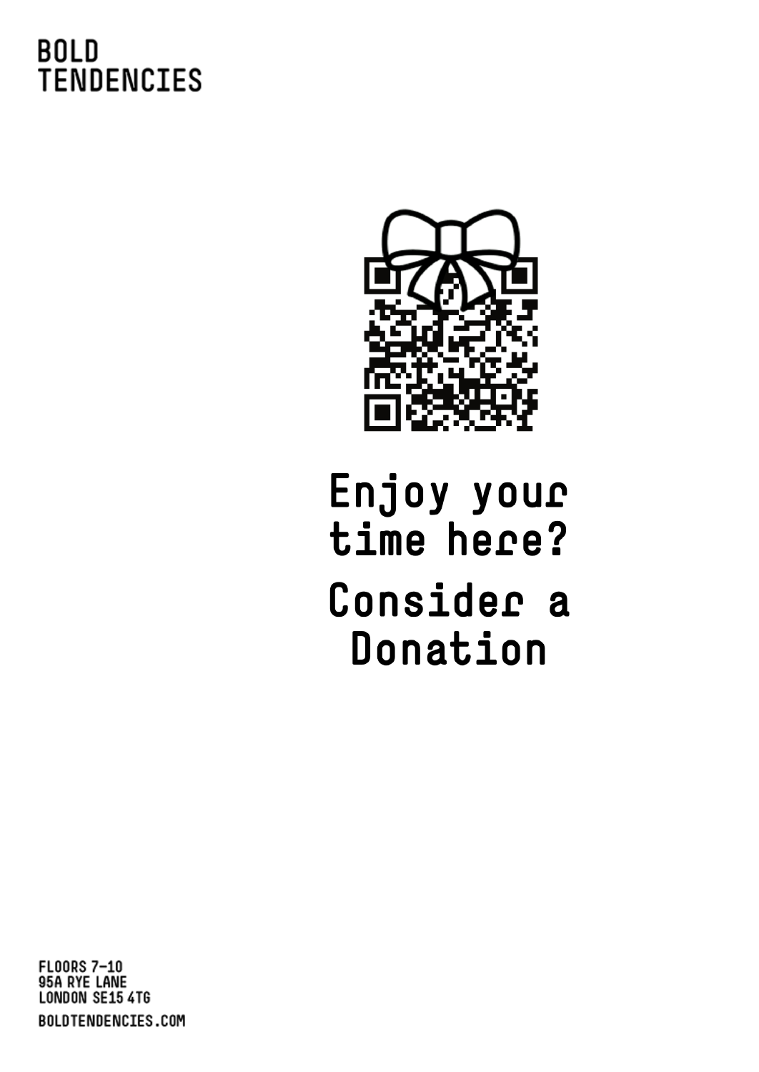BOLD
TENDENCIES

# Enjoy your time here?

# Consider a Donation

FLOORS 7–10
95A RYE LANE
LONDON SE15 4TG

BOLDTENDENCIES.COM